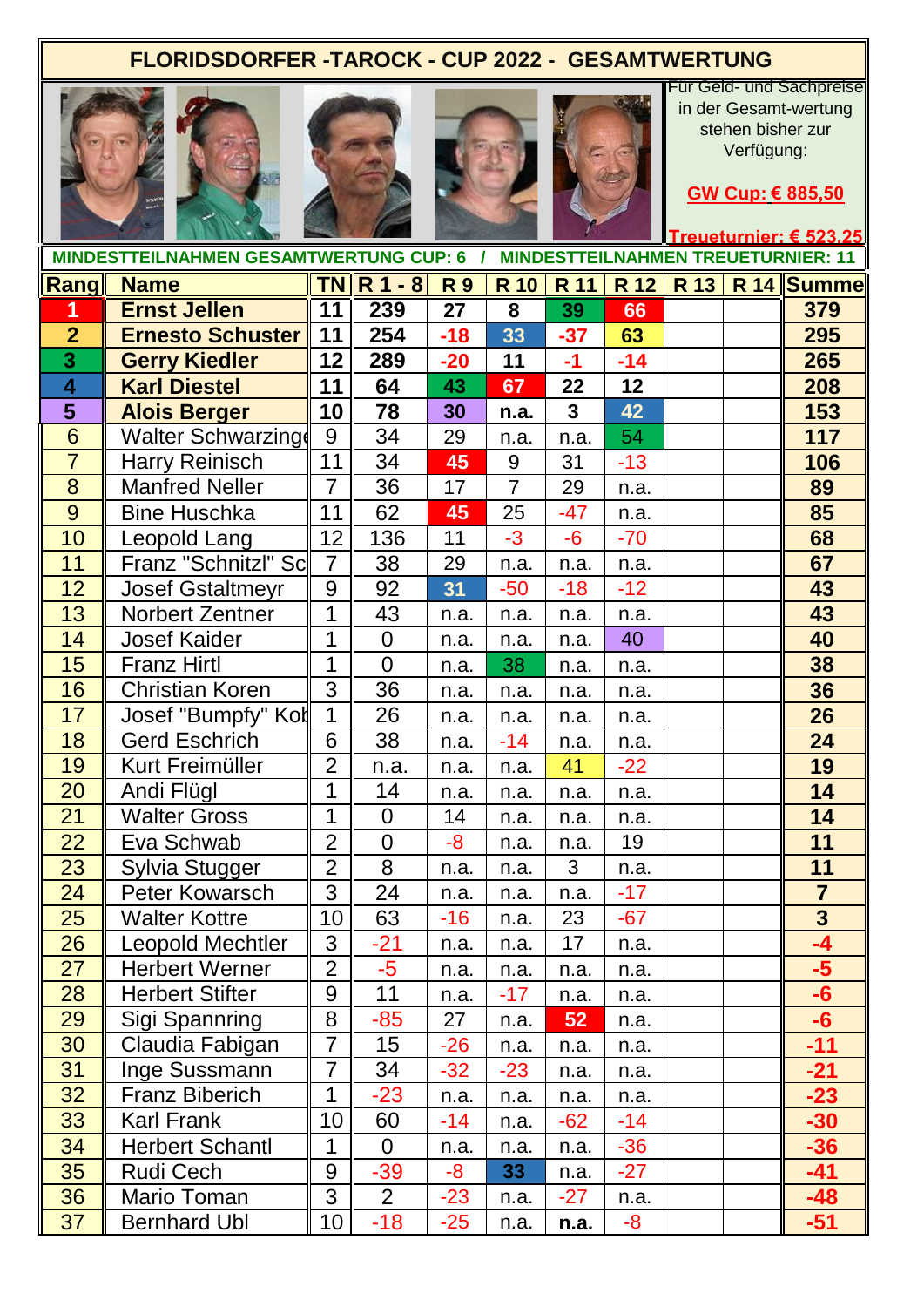# FLORIDSDORFER -TAROCK - CUP 2022 - GESAMTWERTUNG

Für Geld- und Sachpreise in der Gesamt-wertung stehen bisher zur Verfügung:

**GW Cup: € 885,50**

**Treueturnier: € 523,25**

**MINDESTTEILNAHMEN GESAMTWERTUNG CUP: 6 / MINDESTTEILNAHMEN TREUETURNIER: 11**

| Rang | Name | TN | R 1 - 8 | R 9 | R 10 | R 11 | R 12 | R 13 | R 14 | Summe |
|---|---|---|---|---|---|---|---|---|---|---|
| 1 | **Ernst Jellen** | 11 | 239 | 27 | 8 | 39 | 66 | | | 379 |
| 2 | **Ernesto Schuster** | 11 | 254 | -18 | 33 | -37 | 63 | | | 295 |
| 3 | **Gerry Kiedler** | 12 | 289 | -20 | 11 | -1 | -14 | | | 265 |
| 4 | **Karl Diestel** | 11 | 64 | 43 | 67 | 22 | 12 | | | 208 |
| 5 | **Alois Berger** | 10 | 78 | 30 | n.a. | 3 | 42 | | | 153 |
| 6 | Walter Schwarzinge | 9 | 34 | 29 | n.a. | n.a. | 54 | | | 117 |
| 7 | Harry Reinisch | 11 | 34 | 45 | 9 | 31 | -13 | | | 106 |
| 8 | Manfred Neller | 7 | 36 | 17 | 7 | 29 | n.a. | | | 89 |
| 9 | Bine Huschka | 11 | 62 | 45 | 25 | -47 | n.a. | | | 85 |
| 10 | Leopold Lang | 12 | 136 | 11 | -3 | -6 | -70 | | | 68 |
| 11 | Franz "Schnitzl" Sc | 7 | 38 | 29 | n.a. | n.a. | n.a. | | | 67 |
| 12 | Josef Gstaltmeyr | 9 | 92 | 31 | -50 | -18 | -12 | | | 43 |
| 13 | Norbert Zentner | 1 | 43 | n.a. | n.a. | n.a. | n.a. | | | 43 |
| 14 | Josef Kaider | 1 | 0 | n.a. | n.a. | n.a. | 40 | | | 40 |
| 15 | Franz Hirtl | 1 | 0 | n.a. | 38 | n.a. | n.a. | | | 38 |
| 16 | Christian Koren | 3 | 36 | n.a. | n.a. | n.a. | n.a. | | | 36 |
| 17 | Josef "Bumpfy" Kol | 1 | 26 | n.a. | n.a. | n.a. | n.a. | | | 26 |
| 18 | Gerd Eschrich | 6 | 38 | n.a. | -14 | n.a. | n.a. | | | 24 |
| 19 | Kurt Freimüller | 2 | n.a. | n.a. | n.a. | 41 | -22 | | | 19 |
| 20 | Andi Flügl | 1 | 14 | n.a. | n.a. | n.a. | n.a. | | | 14 |
| 21 | Walter Gross | 1 | 0 | 14 | n.a. | n.a. | n.a. | | | 14 |
| 22 | Eva Schwab | 2 | 0 | -8 | n.a. | n.a. | 19 | | | 11 |
| 23 | Sylvia Stugger | 2 | 8 | n.a. | n.a. | 3 | n.a. | | | 11 |
| 24 | Peter Kowarsch | 3 | 24 | n.a. | n.a. | n.a. | -17 | | | 7 |
| 25 | Walter Kottre | 10 | 63 | -16 | n.a. | 23 | -67 | | | 3 |
| 26 | Leopold Mechtler | 3 | -21 | n.a. | n.a. | 17 | n.a. | | | -4 |
| 27 | Herbert Werner | 2 | -5 | n.a. | n.a. | n.a. | n.a. | | | -5 |
| 28 | Herbert Stifter | 9 | 11 | n.a. | -17 | n.a. | n.a. | | | -6 |
| 29 | Sigi Spannring | 8 | -85 | 27 | n.a. | 52 | n.a. | | | -6 |
| 30 | Claudia Fabigan | 7 | 15 | -26 | n.a. | n.a. | n.a. | | | -11 |
| 31 | Inge Sussmann | 7 | 34 | -32 | -23 | n.a. | n.a. | | | -21 |
| 32 | Franz Biberich | 1 | -23 | n.a. | n.a. | n.a. | n.a. | | | -23 |
| 33 | Karl Frank | 10 | 60 | -14 | n.a. | -62 | -14 | | | -30 |
| 34 | Herbert Schantl | 1 | 0 | n.a. | n.a. | n.a. | -36 | | | -36 |
| 35 | Rudi Cech | 9 | -39 | -8 | 33 | n.a. | -27 | | | -41 |
| 36 | Mario Toman | 3 | 2 | -23 | n.a. | -27 | n.a. | | | -48 |
| 37 | Bernhard Ubl | 10 | -18 | -25 | n.a. | n.a. | -8 | | | -51 |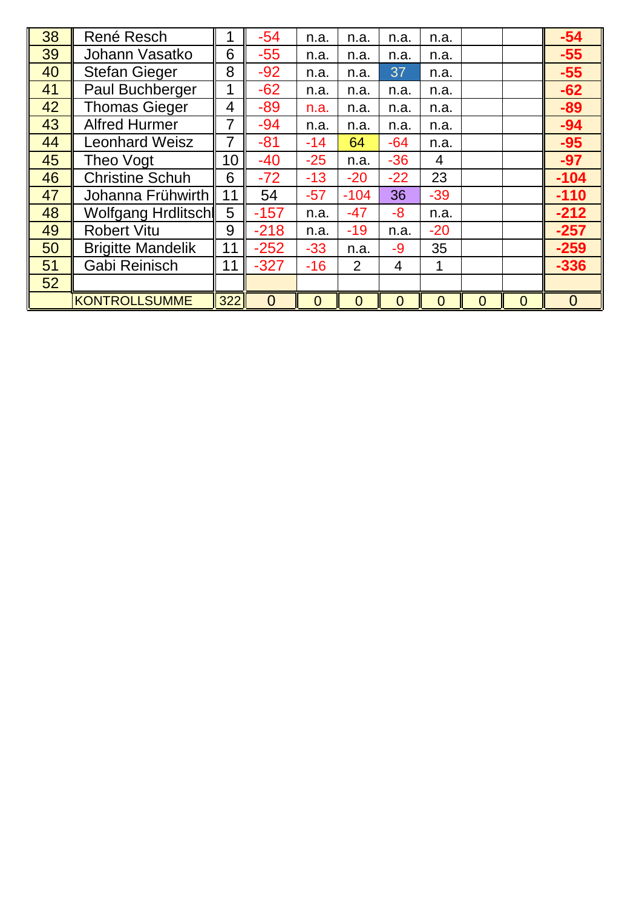| | | | | | | | | | | |
|---|---|---|---|---|---|---|---|---|---|---|
| 38 | René Resch | 1 | -54 | n.a. | n.a. | n.a. | n.a. | | | **-54** |
| 39 | Johann Vasatko | 6 | -55 | n.a. | n.a. | n.a. | n.a. | | | **-55** |
| 40 | Stefan Gieger | 8 | -92 | n.a. | n.a. | 37 | n.a. | | | **-55** |
| 41 | Paul Buchberger | 1 | -62 | n.a. | n.a. | n.a. | n.a. | | | **-62** |
| 42 | Thomas Gieger | 4 | -89 | n.a. | n.a. | n.a. | n.a. | | | **-89** |
| 43 | Alfred Hurmer | 7 | -94 | n.a. | n.a. | n.a. | n.a. | | | **-94** |
| 44 | Leonhard Weisz | 7 | -81 | -14 | 64 | -64 | n.a. | | | **-95** |
| 45 | Theo Vogt | 10 | -40 | -25 | n.a. | -36 | 4 | | | **-97** |
| 46 | Christine Schuh | 6 | -72 | -13 | -20 | -22 | 23 | | | **-104** |
| 47 | Johanna Frühwirth | 11 | 54 | -57 | -104 | 36 | -39 | | | **-110** |
| 48 | Wolfgang Hrdlitschl | 5 | -157 | n.a. | -47 | -8 | n.a. | | | **-212** |
| 49 | Robert Vitu | 9 | -218 | n.a. | -19 | n.a. | -20 | | | **-257** |
| 50 | Brigitte Mandelik | 11 | -252 | -33 | n.a. | -9 | 35 | | | **-259** |
| 51 | Gabi Reinisch | 11 | -327 | -16 | 2 | 4 | 1 | | | **-336** |
| 52 | | | | | | | | | | |
| | KONTROLLSUMME | 322 | 0 | 0 | 0 | 0 | 0 | 0 | 0 | 0 |